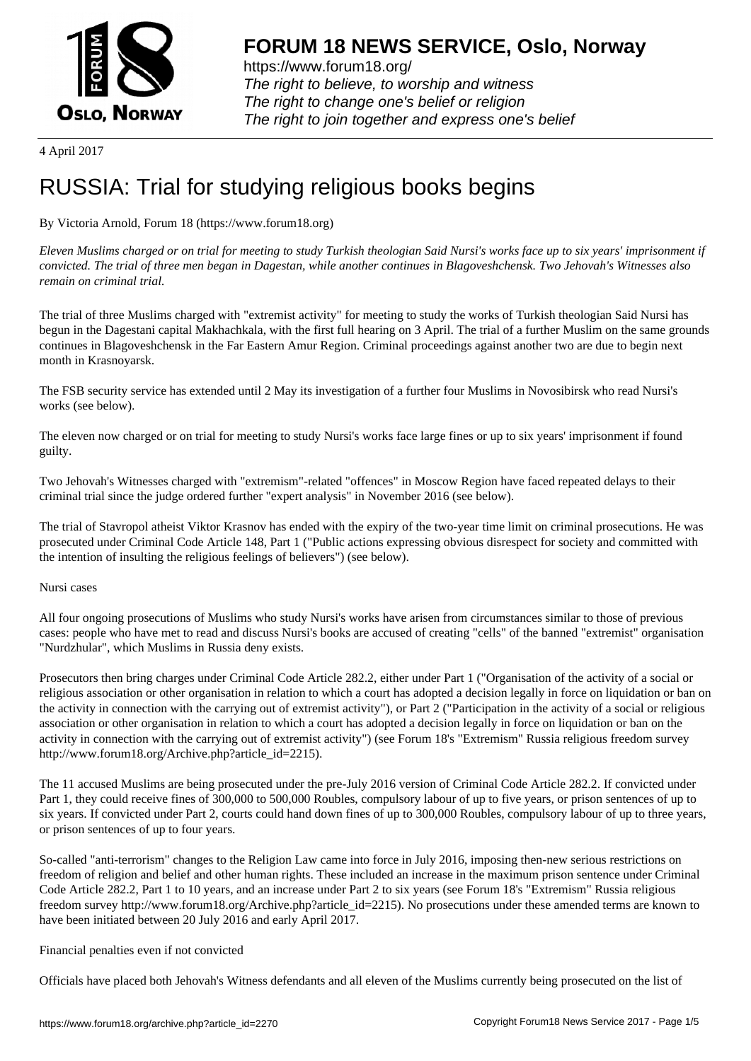# FORUM 18 NEWS SERVICE, Oslo, Norway

https://www.forum18.org/
*The right to believe, to worship and witness*
*The right to change one's belief or religion*
*The right to join together and express one's belief*

4 April 2017

# RUSSIA: Trial for studying religious books begins

By Victoria Arnold, Forum 18 (https://www.forum18.org)

*Eleven Muslims charged or on trial for meeting to study Turkish theologian Said Nursi's works face up to six years' imprisonment if convicted. The trial of three men began in Dagestan, while another continues in Blagoveshchensk. Two Jehovah's Witnesses also remain on criminal trial.*

The trial of three Muslims charged with "extremist activity" for meeting to study the works of Turkish theologian Said Nursi has begun in the Dagestani capital Makhachkala, with the first full hearing on 3 April. The trial of a further Muslim on the same grounds continues in Blagoveshchensk in the Far Eastern Amur Region. Criminal proceedings against another two are due to begin next month in Krasnoyarsk.

The FSB security service has extended until 2 May its investigation of a further four Muslims in Novosibirsk who read Nursi's works (see below).

The eleven now charged or on trial for meeting to study Nursi's works face large fines or up to six years' imprisonment if found guilty.

Two Jehovah's Witnesses charged with "extremism"-related "offences" in Moscow Region have faced repeated delays to their criminal trial since the judge ordered further "expert analysis" in November 2016 (see below).

The trial of Stavropol atheist Viktor Krasnov has ended with the expiry of the two-year time limit on criminal prosecutions. He was prosecuted under Criminal Code Article 148, Part 1 ("Public actions expressing obvious disrespect for society and committed with the intention of insulting the religious feelings of believers") (see below).

Nursi cases

All four ongoing prosecutions of Muslims who study Nursi's works have arisen from circumstances similar to those of previous cases: people who have met to read and discuss Nursi's books are accused of creating "cells" of the banned "extremist" organisation "Nurdzhular", which Muslims in Russia deny exists.

Prosecutors then bring charges under Criminal Code Article 282.2, either under Part 1 ("Organisation of the activity of a social or religious association or other organisation in relation to which a court has adopted a decision legally in force on liquidation or ban on the activity in connection with the carrying out of extremist activity"), or Part 2 ("Participation in the activity of a social or religious association or other organisation in relation to which a court has adopted a decision legally in force on liquidation or ban on the activity in connection with the carrying out of extremist activity") (see Forum 18's "Extremism" Russia religious freedom survey http://www.forum18.org/Archive.php?article_id=2215).

The 11 accused Muslims are being prosecuted under the pre-July 2016 version of Criminal Code Article 282.2. If convicted under Part 1, they could receive fines of 300,000 to 500,000 Roubles, compulsory labour of up to five years, or prison sentences of up to six years. If convicted under Part 2, courts could hand down fines of up to 300,000 Roubles, compulsory labour of up to three years, or prison sentences of up to four years.

So-called "anti-terrorism" changes to the Religion Law came into force in July 2016, imposing then-new serious restrictions on freedom of religion and belief and other human rights. These included an increase in the maximum prison sentence under Criminal Code Article 282.2, Part 1 to 10 years, and an increase under Part 2 to six years (see Forum 18's "Extremism" Russia religious freedom survey http://www.forum18.org/Archive.php?article_id=2215). No prosecutions under these amended terms are known to have been initiated between 20 July 2016 and early April 2017.

Financial penalties even if not convicted

Officials have placed both Jehovah's Witness defendants and all eleven of the Muslims currently being prosecuted on the list of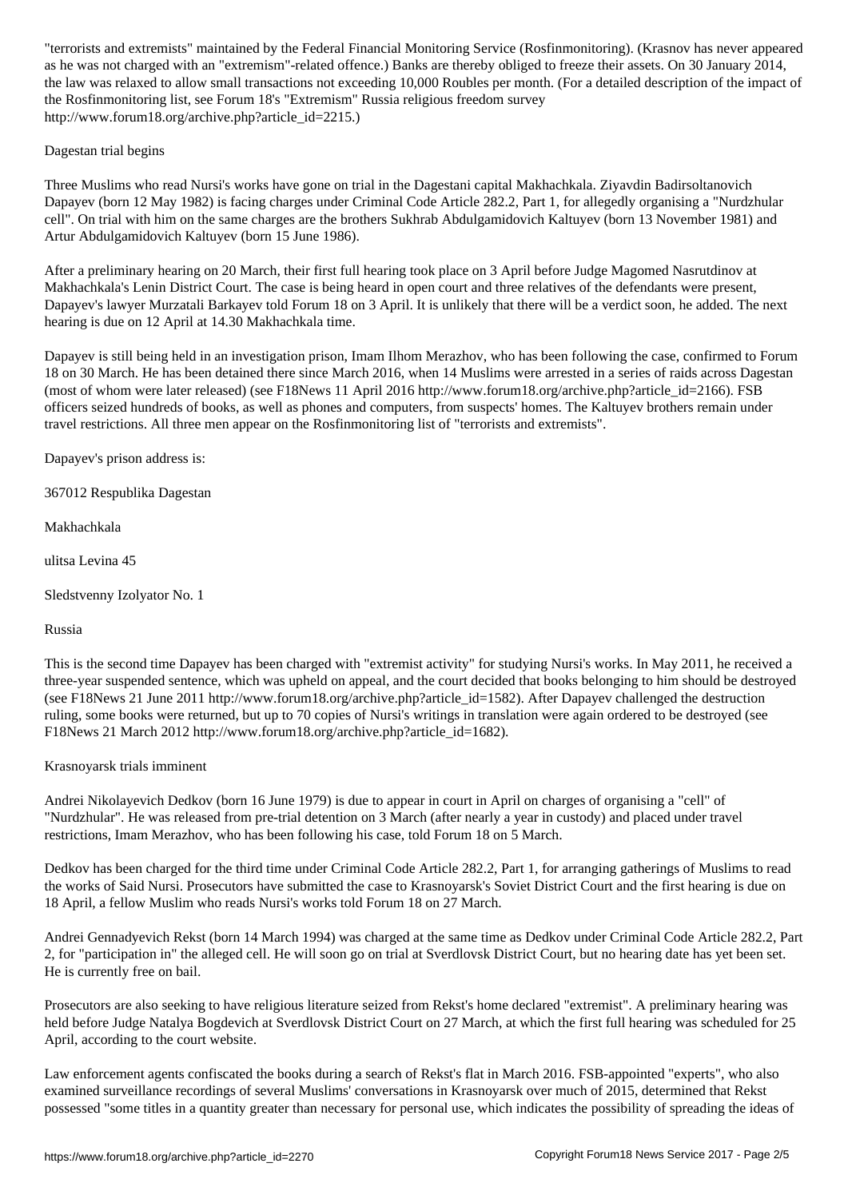"terrorists and extremists" maintained by the Federal Financial Monitoring Service (Rosfinmonitoring). (Krasnov has never appeared as he was not charged with an "extremism"-related offence.) Banks are thereby obliged to freeze their assets. On 30 January 2014, the law was relaxed to allow small transactions not exceeding 10,000 Roubles per month. (For a detailed description of the impact of the Rosfinmonitoring list, see Forum 18's "Extremism" Russia religious freedom survey http://www.forum18.org/archive.php?article_id=2215.)

## Dagestan trial begins

Three Muslims who read Nursi's works have gone on trial in the Dagestani capital Makhachkala. Ziyavdin Badirsoltanovich Dapayev (born 12 May 1982) is facing charges under Criminal Code Article 282.2, Part 1, for allegedly organising a "Nurdzhular cell". On trial with him on the same charges are the brothers Sukhrab Abdulgamidovich Kaltuyev (born 13 November 1981) and Artur Abdulgamidovich Kaltuyev (born 15 June 1986).

After a preliminary hearing on 20 March, their first full hearing took place on 3 April before Judge Magomed Nasrutdinov at Makhachkala's Lenin District Court. The case is being heard in open court and three relatives of the defendants were present, Dapayev's lawyer Murzatali Barkayev told Forum 18 on 3 April. It is unlikely that there will be a verdict soon, he added. The next hearing is due on 12 April at 14.30 Makhachkala time.

Dapayev is still being held in an investigation prison, Imam Ilhom Merazhov, who has been following the case, confirmed to Forum 18 on 30 March. He has been detained there since March 2016, when 14 Muslims were arrested in a series of raids across Dagestan (most of whom were later released) (see F18News 11 April 2016 http://www.forum18.org/archive.php?article_id=2166). FSB officers seized hundreds of books, as well as phones and computers, from suspects' homes. The Kaltuyev brothers remain under travel restrictions. All three men appear on the Rosfinmonitoring list of "terrorists and extremists".

Dapayev's prison address is:

367012 Respublika Dagestan

Makhachkala

ulitsa Levina 45

Sledstvenny Izolyator No. 1

Russia

This is the second time Dapayev has been charged with "extremist activity" for studying Nursi's works. In May 2011, he received a three-year suspended sentence, which was upheld on appeal, and the court decided that books belonging to him should be destroyed (see F18News 21 June 2011 http://www.forum18.org/archive.php?article_id=1582). After Dapayev challenged the destruction ruling, some books were returned, but up to 70 copies of Nursi's writings in translation were again ordered to be destroyed (see F18News 21 March 2012 http://www.forum18.org/archive.php?article_id=1682).

## Krasnoyarsk trials imminent

Andrei Nikolayevich Dedkov (born 16 June 1979) is due to appear in court in April on charges of organising a "cell" of "Nurdzhular". He was released from pre-trial detention on 3 March (after nearly a year in custody) and placed under travel restrictions, Imam Merazhov, who has been following his case, told Forum 18 on 5 March.

Dedkov has been charged for the third time under Criminal Code Article 282.2, Part 1, for arranging gatherings of Muslims to read the works of Said Nursi. Prosecutors have submitted the case to Krasnoyarsk's Soviet District Court and the first hearing is due on 18 April, a fellow Muslim who reads Nursi's works told Forum 18 on 27 March.

Andrei Gennadyevich Rekst (born 14 March 1994) was charged at the same time as Dedkov under Criminal Code Article 282.2, Part 2, for "participation in" the alleged cell. He will soon go on trial at Sverdlovsk District Court, but no hearing date has yet been set. He is currently free on bail.

Prosecutors are also seeking to have religious literature seized from Rekst's home declared "extremist". A preliminary hearing was held before Judge Natalya Bogdevich at Sverdlovsk District Court on 27 March, at which the first full hearing was scheduled for 25 April, according to the court website.

Law enforcement agents confiscated the books during a search of Rekst's flat in March 2016. FSB-appointed "experts", who also examined surveillance recordings of several Muslims' conversations in Krasnoyarsk over much of 2015, determined that Rekst possessed "some titles in a quantity greater than necessary for personal use, which indicates the possibility of spreading the ideas of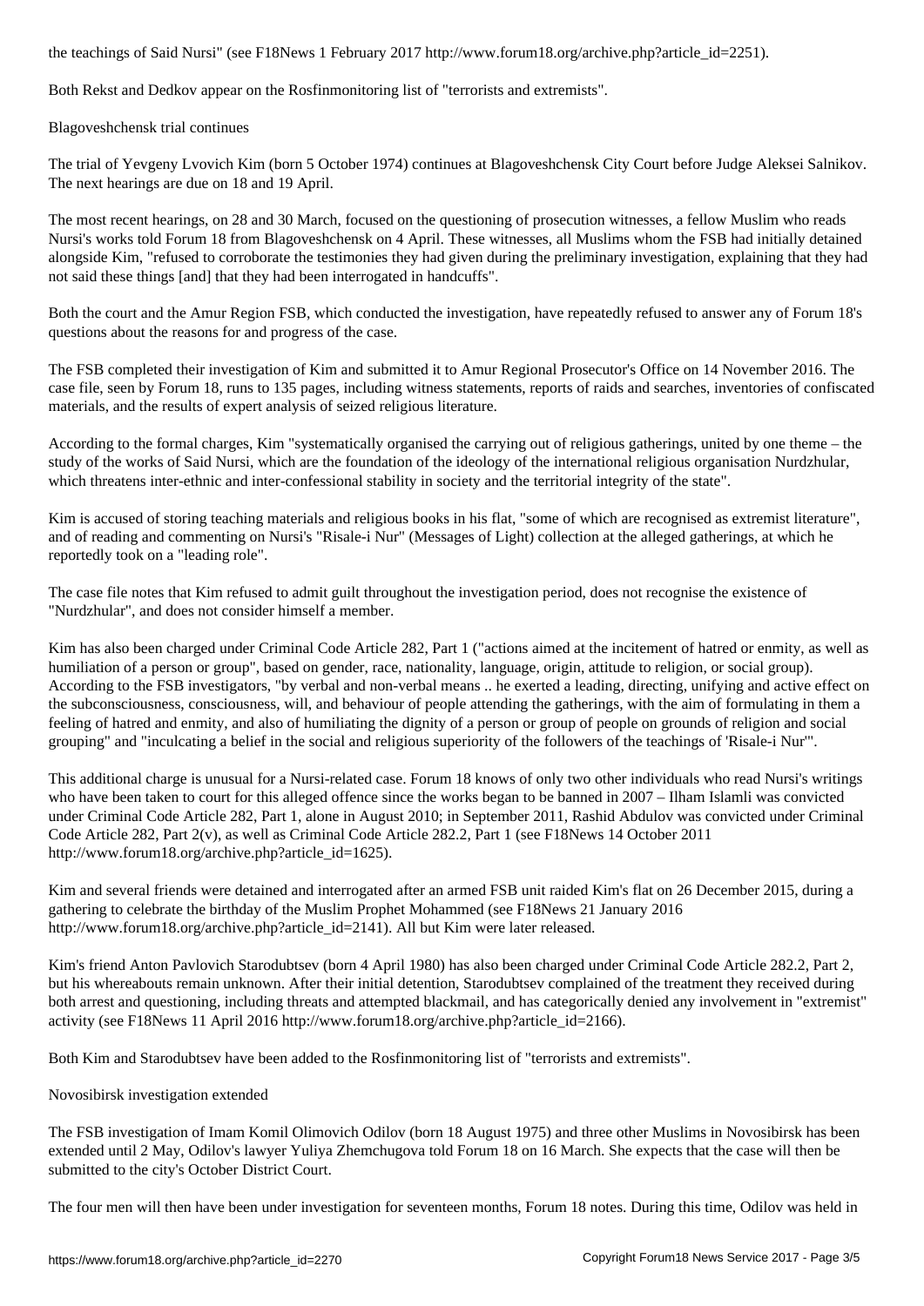the teachings of Said Nursi" (see F18News 1 February 2017 http://www.forum18.org/archive.php?article_id=2251).

Both Rekst and Dedkov appear on the Rosfinmonitoring list of "terrorists and extremists".

## Blagoveshchensk trial continues

The trial of Yevgeny Lvovich Kim (born 5 October 1974) continues at Blagoveshchensk City Court before Judge Aleksei Salnikov. The next hearings are due on 18 and 19 April.

The most recent hearings, on 28 and 30 March, focused on the questioning of prosecution witnesses, a fellow Muslim who reads Nursi's works told Forum 18 from Blagoveshchensk on 4 April. These witnesses, all Muslims whom the FSB had initially detained alongside Kim, "refused to corroborate the testimonies they had given during the preliminary investigation, explaining that they had not said these things [and] that they had been interrogated in handcuffs".

Both the court and the Amur Region FSB, which conducted the investigation, have repeatedly refused to answer any of Forum 18's questions about the reasons for and progress of the case.

The FSB completed their investigation of Kim and submitted it to Amur Regional Prosecutor's Office on 14 November 2016. The case file, seen by Forum 18, runs to 135 pages, including witness statements, reports of raids and searches, inventories of confiscated materials, and the results of expert analysis of seized religious literature.

According to the formal charges, Kim "systematically organised the carrying out of religious gatherings, united by one theme – the study of the works of Said Nursi, which are the foundation of the ideology of the international religious organisation Nurdzhular, which threatens inter-ethnic and inter-confessional stability in society and the territorial integrity of the state".

Kim is accused of storing teaching materials and religious books in his flat, "some of which are recognised as extremist literature", and of reading and commenting on Nursi's "Risale-i Nur" (Messages of Light) collection at the alleged gatherings, at which he reportedly took on a "leading role".

The case file notes that Kim refused to admit guilt throughout the investigation period, does not recognise the existence of "Nurdzhular", and does not consider himself a member.

Kim has also been charged under Criminal Code Article 282, Part 1 ("actions aimed at the incitement of hatred or enmity, as well as humiliation of a person or group", based on gender, race, nationality, language, origin, attitude to religion, or social group). According to the FSB investigators, "by verbal and non-verbal means .. he exerted a leading, directing, unifying and active effect on the subconsciousness, consciousness, will, and behaviour of people attending the gatherings, with the aim of formulating in them a feeling of hatred and enmity, and also of humiliating the dignity of a person or group of people on grounds of religion and social grouping" and "inculcating a belief in the social and religious superiority of the followers of the teachings of 'Risale-i Nur'".

This additional charge is unusual for a Nursi-related case. Forum 18 knows of only two other individuals who read Nursi's writings who have been taken to court for this alleged offence since the works began to be banned in 2007 – Ilham Islamli was convicted under Criminal Code Article 282, Part 1, alone in August 2010; in September 2011, Rashid Abdulov was convicted under Criminal Code Article 282, Part 2(v), as well as Criminal Code Article 282.2, Part 1 (see F18News 14 October 2011 http://www.forum18.org/archive.php?article_id=1625).

Kim and several friends were detained and interrogated after an armed FSB unit raided Kim's flat on 26 December 2015, during a gathering to celebrate the birthday of the Muslim Prophet Mohammed (see F18News 21 January 2016 http://www.forum18.org/archive.php?article_id=2141). All but Kim were later released.

Kim's friend Anton Pavlovich Starodubtsev (born 4 April 1980) has also been charged under Criminal Code Article 282.2, Part 2, but his whereabouts remain unknown. After their initial detention, Starodubtsev complained of the treatment they received during both arrest and questioning, including threats and attempted blackmail, and has categorically denied any involvement in "extremist" activity (see F18News 11 April 2016 http://www.forum18.org/archive.php?article_id=2166).

Both Kim and Starodubtsev have been added to the Rosfinmonitoring list of "terrorists and extremists".

## Novosibirsk investigation extended

The FSB investigation of Imam Komil Olimovich Odilov (born 18 August 1975) and three other Muslims in Novosibirsk has been extended until 2 May, Odilov's lawyer Yuliya Zhemchugova told Forum 18 on 16 March. She expects that the case will then be submitted to the city's October District Court.

The four men will then have been under investigation for seventeen months, Forum 18 notes. During this time, Odilov was held in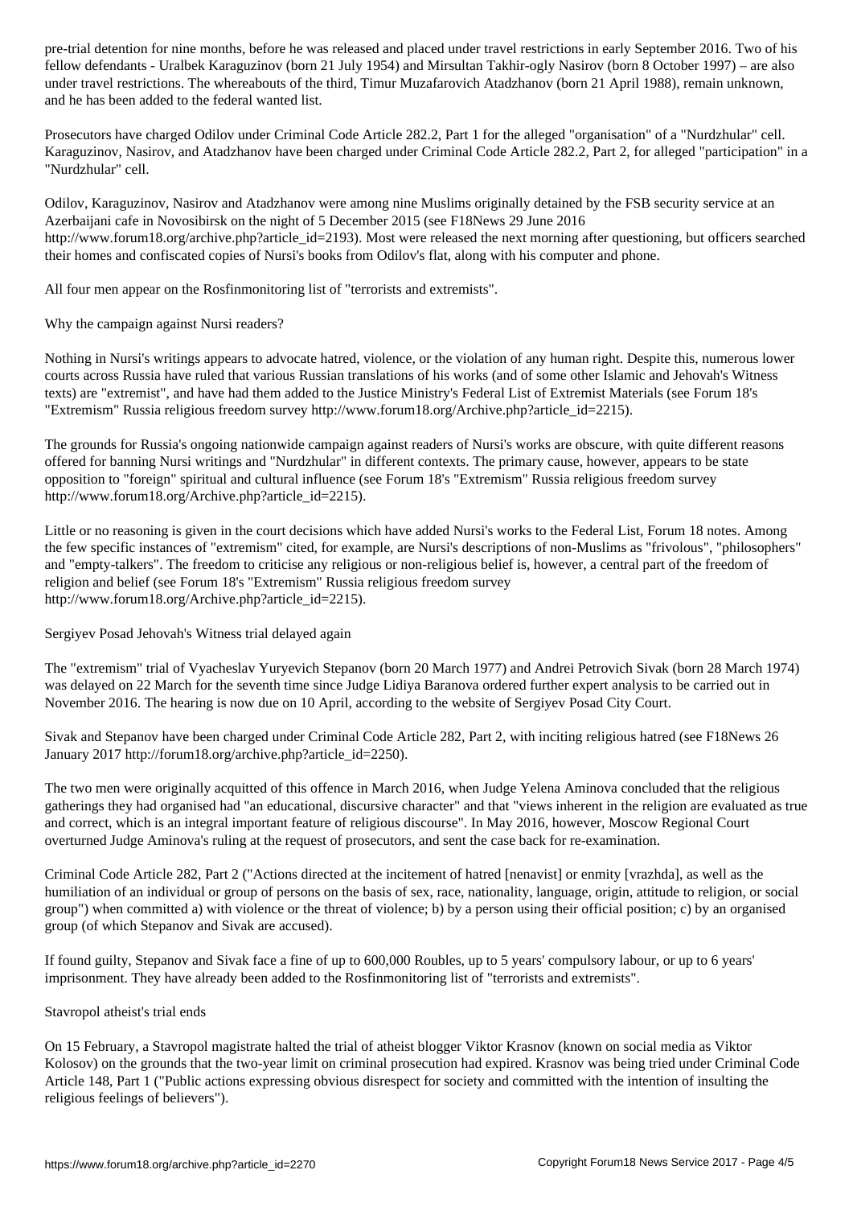pre-trial detention for nine months, before he was released and placed under travel restrictions in early September 2016. Two of his fellow defendants - Uralbek Karaguzinov (born 21 July 1954) and Mirsultan Takhir-ogly Nasirov (born 8 October 1997) – are also under travel restrictions. The whereabouts of the third, Timur Muzafarovich Atadzhanov (born 21 April 1988), remain unknown, and he has been added to the federal wanted list.

Prosecutors have charged Odilov under Criminal Code Article 282.2, Part 1 for the alleged "organisation" of a "Nurdzhular" cell. Karaguzinov, Nasirov, and Atadzhanov have been charged under Criminal Code Article 282.2, Part 2, for alleged "participation" in a "Nurdzhular" cell.

Odilov, Karaguzinov, Nasirov and Atadzhanov were among nine Muslims originally detained by the FSB security service at an Azerbaijani cafe in Novosibirsk on the night of 5 December 2015 (see F18News 29 June 2016 http://www.forum18.org/archive.php?article_id=2193). Most were released the next morning after questioning, but officers searched their homes and confiscated copies of Nursi's books from Odilov's flat, along with his computer and phone.

All four men appear on the Rosfinmonitoring list of "terrorists and extremists".

## Why the campaign against Nursi readers?

Nothing in Nursi's writings appears to advocate hatred, violence, or the violation of any human right. Despite this, numerous lower courts across Russia have ruled that various Russian translations of his works (and of some other Islamic and Jehovah's Witness texts) are "extremist", and have had them added to the Justice Ministry's Federal List of Extremist Materials (see Forum 18's "Extremism" Russia religious freedom survey http://www.forum18.org/Archive.php?article_id=2215).

The grounds for Russia's ongoing nationwide campaign against readers of Nursi's works are obscure, with quite different reasons offered for banning Nursi writings and "Nurdzhular" in different contexts. The primary cause, however, appears to be state opposition to "foreign" spiritual and cultural influence (see Forum 18's "Extremism" Russia religious freedom survey http://www.forum18.org/Archive.php?article_id=2215).

Little or no reasoning is given in the court decisions which have added Nursi's works to the Federal List, Forum 18 notes. Among the few specific instances of "extremism" cited, for example, are Nursi's descriptions of non-Muslims as "frivolous", "philosophers" and "empty-talkers". The freedom to criticise any religious or non-religious belief is, however, a central part of the freedom of religion and belief (see Forum 18's "Extremism" Russia religious freedom survey http://www.forum18.org/Archive.php?article_id=2215).

## Sergiyev Posad Jehovah's Witness trial delayed again

The "extremism" trial of Vyacheslav Yuryevich Stepanov (born 20 March 1977) and Andrei Petrovich Sivak (born 28 March 1974) was delayed on 22 March for the seventh time since Judge Lidiya Baranova ordered further expert analysis to be carried out in November 2016. The hearing is now due on 10 April, according to the website of Sergiyev Posad City Court.

Sivak and Stepanov have been charged under Criminal Code Article 282, Part 2, with inciting religious hatred (see F18News 26 January 2017 http://forum18.org/archive.php?article_id=2250).

The two men were originally acquitted of this offence in March 2016, when Judge Yelena Aminova concluded that the religious gatherings they had organised had "an educational, discursive character" and that "views inherent in the religion are evaluated as true and correct, which is an integral important feature of religious discourse". In May 2016, however, Moscow Regional Court overturned Judge Aminova's ruling at the request of prosecutors, and sent the case back for re-examination.

Criminal Code Article 282, Part 2 ("Actions directed at the incitement of hatred [nenavist] or enmity [vrazhda], as well as the humiliation of an individual or group of persons on the basis of sex, race, nationality, language, origin, attitude to religion, or social group") when committed a) with violence or the threat of violence; b) by a person using their official position; c) by an organised group (of which Stepanov and Sivak are accused).

If found guilty, Stepanov and Sivak face a fine of up to 600,000 Roubles, up to 5 years' compulsory labour, or up to 6 years' imprisonment. They have already been added to the Rosfinmonitoring list of "terrorists and extremists".

## Stavropol atheist's trial ends

On 15 February, a Stavropol magistrate halted the trial of atheist blogger Viktor Krasnov (known on social media as Viktor Kolosov) on the grounds that the two-year limit on criminal prosecution had expired. Krasnov was being tried under Criminal Code Article 148, Part 1 ("Public actions expressing obvious disrespect for society and committed with the intention of insulting the religious feelings of believers").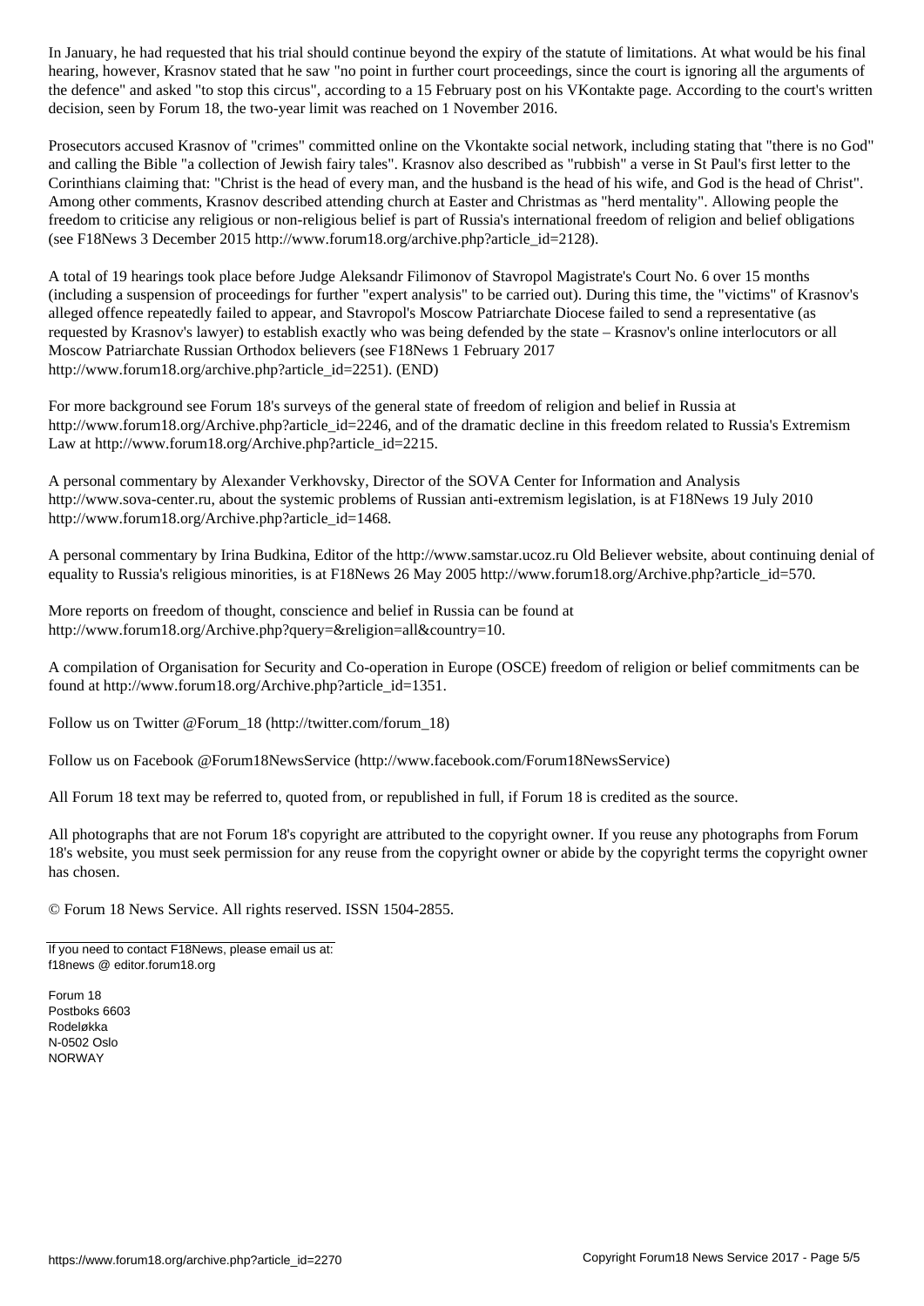In January, he had requested that his trial should continue beyond the expiry of the statute of limitations. At what would be his final hearing, however, Krasnov stated that he saw "no point in further court proceedings, since the court is ignoring all the arguments of the defence" and asked "to stop this circus", according to a 15 February post on his VKontakte page. According to the court's written decision, seen by Forum 18, the two-year limit was reached on 1 November 2016.

Prosecutors accused Krasnov of "crimes" committed online on the Vkontakte social network, including stating that "there is no God" and calling the Bible "a collection of Jewish fairy tales". Krasnov also described as "rubbish" a verse in St Paul's first letter to the Corinthians claiming that: "Christ is the head of every man, and the husband is the head of his wife, and God is the head of Christ". Among other comments, Krasnov described attending church at Easter and Christmas as "herd mentality". Allowing people the freedom to criticise any religious or non-religious belief is part of Russia's international freedom of religion and belief obligations (see F18News 3 December 2015 http://www.forum18.org/archive.php?article_id=2128).

A total of 19 hearings took place before Judge Aleksandr Filimonov of Stavropol Magistrate's Court No. 6 over 15 months (including a suspension of proceedings for further "expert analysis" to be carried out). During this time, the "victims" of Krasnov's alleged offence repeatedly failed to appear, and Stavropol's Moscow Patriarchate Diocese failed to send a representative (as requested by Krasnov's lawyer) to establish exactly who was being defended by the state – Krasnov's online interlocutors or all Moscow Patriarchate Russian Orthodox believers (see F18News 1 February 2017 http://www.forum18.org/archive.php?article_id=2251). (END)

For more background see Forum 18's surveys of the general state of freedom of religion and belief in Russia at http://www.forum18.org/Archive.php?article_id=2246, and of the dramatic decline in this freedom related to Russia's Extremism Law at http://www.forum18.org/Archive.php?article_id=2215.

A personal commentary by Alexander Verkhovsky, Director of the SOVA Center for Information and Analysis http://www.sova-center.ru, about the systemic problems of Russian anti-extremism legislation, is at F18News 19 July 2010 http://www.forum18.org/Archive.php?article_id=1468.

A personal commentary by Irina Budkina, Editor of the http://www.samstar.ucoz.ru Old Believer website, about continuing denial of equality to Russia's religious minorities, is at F18News 26 May 2005 http://www.forum18.org/Archive.php?article_id=570.

More reports on freedom of thought, conscience and belief in Russia can be found at http://www.forum18.org/Archive.php?query=&religion=all&country=10.

A compilation of Organisation for Security and Co-operation in Europe (OSCE) freedom of religion or belief commitments can be found at http://www.forum18.org/Archive.php?article_id=1351.

Follow us on Twitter @Forum_18 (http://twitter.com/forum_18)

Follow us on Facebook @Forum18NewsService (http://www.facebook.com/Forum18NewsService)

All Forum 18 text may be referred to, quoted from, or republished in full, if Forum 18 is credited as the source.

All photographs that are not Forum 18's copyright are attributed to the copyright owner. If you reuse any photographs from Forum 18's website, you must seek permission for any reuse from the copyright owner or abide by the copyright terms the copyright owner has chosen.

© Forum 18 News Service. All rights reserved. ISSN 1504-2855.

If you need to contact F18News, please email us at:
f18news @ editor.forum18.org

Forum 18
Postboks 6603
Rodeløkka
N-0502 Oslo
NORWAY